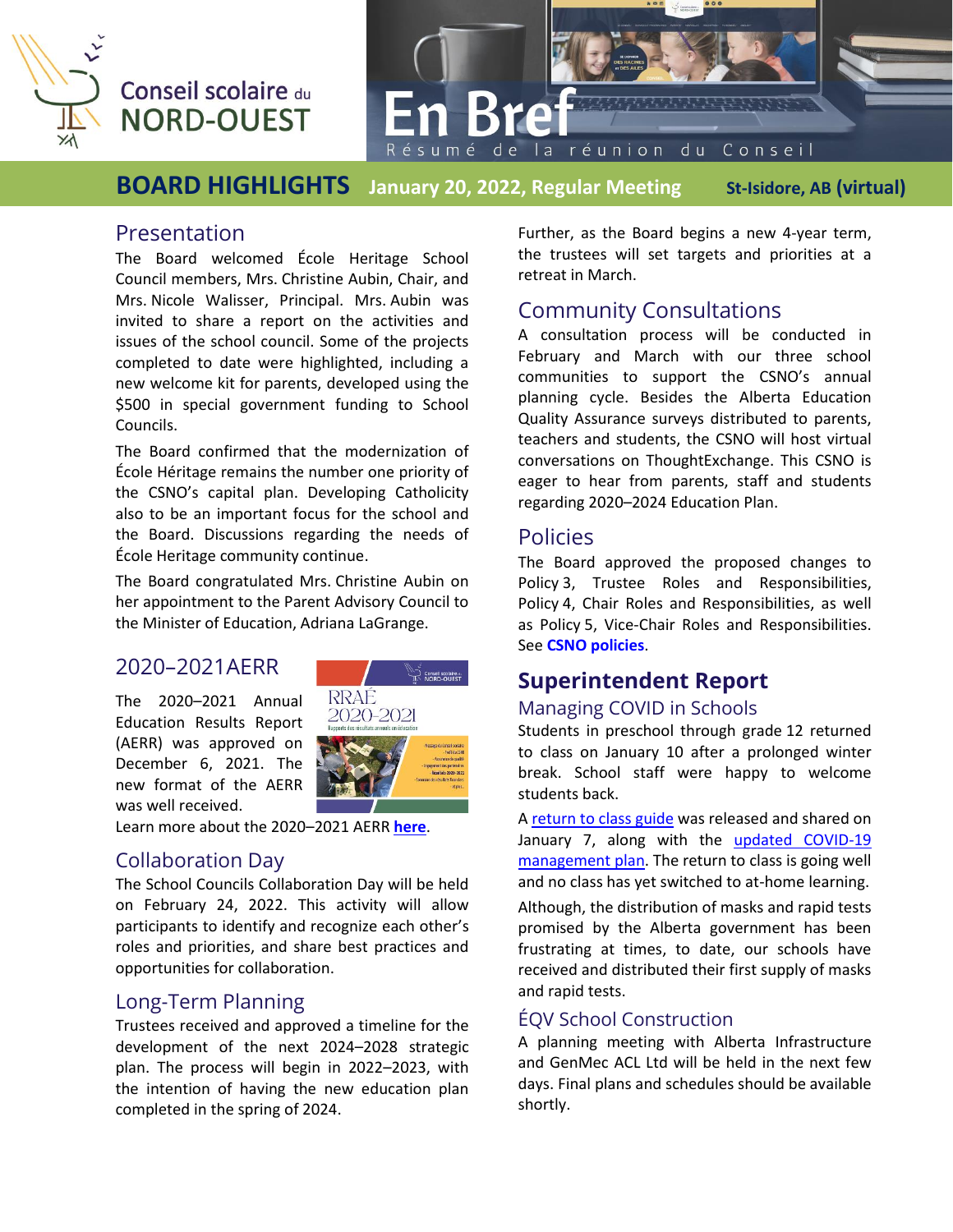Conseil scolaire du NORD-OUEST

# En Bref

Résumé de la réunion du Conseil

## BOARD HIGHLIGHTS January 20, 2022, Regular Meeting St-Isidore, AB (virtual)

### Presentation

The Board welcomed École Heritage School Council members, Mrs. Christine Aubin, Chair, and Mrs. Nicole Walisser, Principal. Mrs. Aubin was invited to share a report on the activities and issues of the school council. Some of the projects completed to date were highlighted, including a new welcome kit for parents, developed using the $500 in special government funding to School Councils.

The Board confirmed that the modernization of École Héritage remains the number one priority of the CSNO's capital plan. Developing Catholicity also to be an important focus for the school and the Board. Discussions regarding the needs of École Heritage community continue.

The Board congratulated Mrs. Christine Aubin on her appointment to the Parent Advisory Council to the Minister of Education, Adriana LaGrange.

### 2020–2021AERR

The 2020–2021 Annual Education Results Report (AERR) was approved on December 6, 2021. The new format of the AERR was well received.

Learn more about the 2020–2021 AERR **here**.

### Collaboration Day

The School Councils Collaboration Day will be held on February 24, 2022. This activity will allow participants to identify and recognize each other's roles and priorities, and share best practices and opportunities for collaboration.

### Long-Term Planning

Trustees received and approved a timeline for the development of the next 2024–2028 strategic plan. The process will begin in 2022–2023, with the intention of having the new education plan completed in the spring of 2024.

Further, as the Board begins a new 4-year term, the trustees will set targets and priorities at a retreat in March.

### Community Consultations

A consultation process will be conducted in February and March with our three school communities to support the CSNO's annual planning cycle. Besides the Alberta Education Quality Assurance surveys distributed to parents, teachers and students, the CSNO will host virtual conversations on ThoughtExchange. This CSNO is eager to hear from parents, staff and students regarding 2020–2024 Education Plan.

### Policies

The Board approved the proposed changes to Policy 3, Trustee Roles and Responsibilities, Policy 4, Chair Roles and Responsibilities, as well as Policy 5, Vice-Chair Roles and Responsibilities. See **CSNO policies**.

## Superintendent Report

### Managing COVID in Schools

Students in preschool through grade 12 returned to class on January 10 after a prolonged winter break. School staff were happy to welcome students back.

A return to class guide was released and shared on January 7, along with the updated COVID-19 management plan. The return to class is going well and no class has yet switched to at-home learning.

Although, the distribution of masks and rapid tests promised by the Alberta government has been frustrating at times, to date, our schools have received and distributed their first supply of masks and rapid tests.

### ÉQV School Construction

A planning meeting with Alberta Infrastructure and GenMec ACL Ltd will be held in the next few days. Final plans and schedules should be available shortly.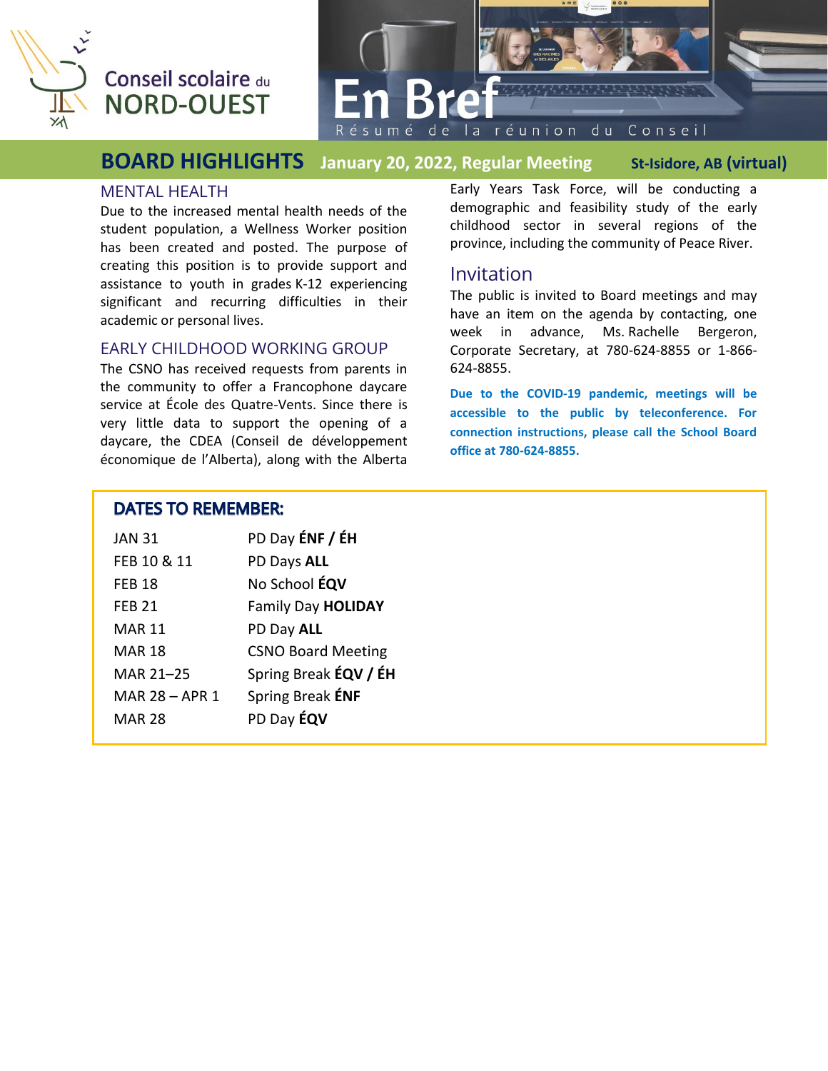Conseil scolaire du NORD-OUEST

# En Bref

Résumé de la réunion du Conseil

## BOARD HIGHLIGHTS January 20, 2022, Regular Meeting St-Isidore, AB (virtual)

### MENTAL HEALTH

Due to the increased mental health needs of the student population, a Wellness Worker position has been created and posted. The purpose of creating this position is to provide support and assistance to youth in grades K-12 experiencing significant and recurring difficulties in their academic or personal lives.

### EARLY CHILDHOOD WORKING GROUP

The CSNO has received requests from parents in the community to offer a Francophone daycare service at École des Quatre-Vents. Since there is very little data to support the opening of a daycare, the CDEA (Conseil de développement économique de l'Alberta), along with the Alberta Early Years Task Force, will be conducting a demographic and feasibility study of the early childhood sector in several regions of the province, including the community of Peace River.

### Invitation

The public is invited to Board meetings and may have an item on the agenda by contacting, one week in advance, Ms. Rachelle Bergeron, Corporate Secretary, at 780-624-8855 or 1-866-624-8855.

**Due to the COVID-19 pandemic, meetings will be accessible to the public by teleconference. For connection instructions, please call the School Board office at 780-624-8855.**

### DATES TO REMEMBER:

| | |
|---|---|
| JAN 31 | PD Day **ÉNF / ÉH** |
| FEB 10 & 11 | PD Days **ALL** |
| FEB 18 | No School **ÉQV** |
| FEB 21 | Family Day **HOLIDAY** |
| MAR 11 | PD Day **ALL** |
| MAR 18 | CSNO Board Meeting |
| MAR 21–25 | Spring Break **ÉQV / ÉH** |
| MAR 28 – APR 1 | Spring Break **ÉNF** |
| MAR 28 | PD Day **ÉQV** |